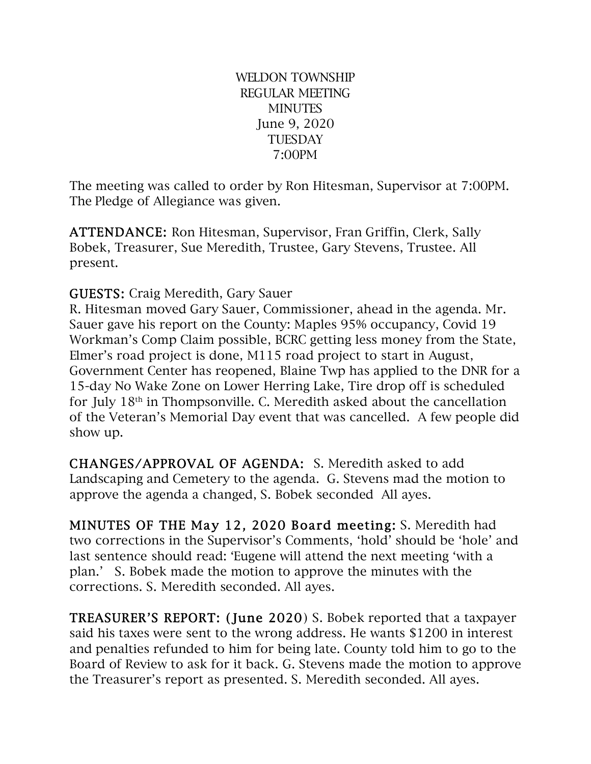WELDON TOWNSHIP
REGULAR MEETING
MINUTES
June 9, 2020
TUESDAY
7:00PM

The meeting was called to order by Ron Hitesman, Supervisor at 7:00PM. The Pledge of Allegiance was given.

**ATTENDANCE:** Ron Hitesman, Supervisor, Fran Griffin, Clerk, Sally Bobek, Treasurer, Sue Meredith, Trustee, Gary Stevens, Trustee. All present.

**GUESTS:** Craig Meredith, Gary Sauer

R. Hitesman moved Gary Sauer, Commissioner, ahead in the agenda. Mr. Sauer gave his report on the County: Maples 95% occupancy, Covid 19 Workman's Comp Claim possible, BCRC getting less money from the State, Elmer's road project is done, M115 road project to start in August, Government Center has reopened, Blaine Twp has applied to the DNR for a 15-day No Wake Zone on Lower Herring Lake, Tire drop off is scheduled for July 18th in Thompsonville. C. Meredith asked about the cancellation of the Veteran's Memorial Day event that was cancelled. A few people did show up.

**CHANGES/APPROVAL OF AGENDA:** S. Meredith asked to add Landscaping and Cemetery to the agenda. G. Stevens mad the motion to approve the agenda a changed, S. Bobek seconded All ayes.

**MINUTES OF THE May 12, 2020 Board meeting:** S. Meredith had two corrections in the Supervisor's Comments, 'hold' should be 'hole' and last sentence should read: 'Eugene will attend the next meeting 'with a plan.' S. Bobek made the motion to approve the minutes with the corrections. S. Meredith seconded. All ayes.

**TREASURER'S REPORT: (June 2020)** S. Bobek reported that a taxpayer said his taxes were sent to the wrong address. He wants $1200 in interest and penalties refunded to him for being late. County told him to go to the Board of Review to ask for it back. G. Stevens made the motion to approve the Treasurer's report as presented. S. Meredith seconded. All ayes.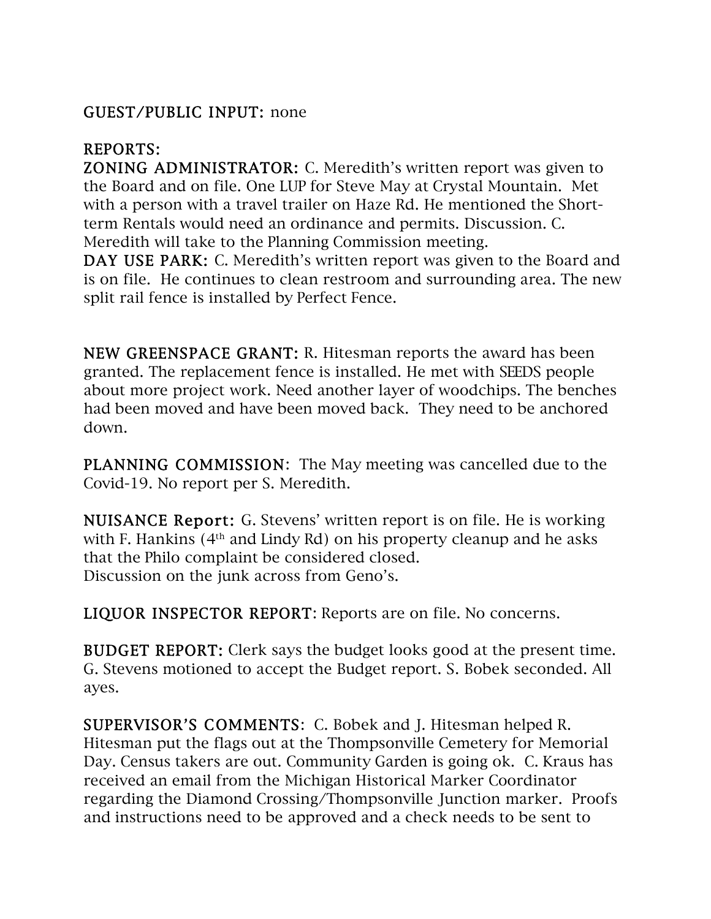**GUEST/PUBLIC INPUT:** none

**REPORTS:**

**ZONING ADMINISTRATOR:** C. Meredith's written report was given to the Board and on file. One LUP for Steve May at Crystal Mountain. Met with a person with a travel trailer on Haze Rd. He mentioned the Short-term Rentals would need an ordinance and permits. Discussion. C. Meredith will take to the Planning Commission meeting.

**DAY USE PARK:** C. Meredith's written report was given to the Board and is on file. He continues to clean restroom and surrounding area. The new split rail fence is installed by Perfect Fence.

**NEW GREENSPACE GRANT:** R. Hitesman reports the award has been granted. The replacement fence is installed. He met with SEEDS people about more project work. Need another layer of woodchips. The benches had been moved and have been moved back. They need to be anchored down.

**PLANNING COMMISSION**: The May meeting was cancelled due to the Covid-19. No report per S. Meredith.

**NUISANCE Report:** G. Stevens' written report is on file. He is working with F. Hankins (4th and Lindy Rd) on his property cleanup and he asks that the Philo complaint be considered closed.
Discussion on the junk across from Geno's.

**LIQUOR INSPECTOR REPORT**: Reports are on file. No concerns.

**BUDGET REPORT:** Clerk says the budget looks good at the present time. G. Stevens motioned to accept the Budget report. S. Bobek seconded. All ayes.

**SUPERVISOR'S COMMENTS**: C. Bobek and J. Hitesman helped R. Hitesman put the flags out at the Thompsonville Cemetery for Memorial Day. Census takers are out. Community Garden is going ok. C. Kraus has received an email from the Michigan Historical Marker Coordinator regarding the Diamond Crossing/Thompsonville Junction marker. Proofs and instructions need to be approved and a check needs to be sent to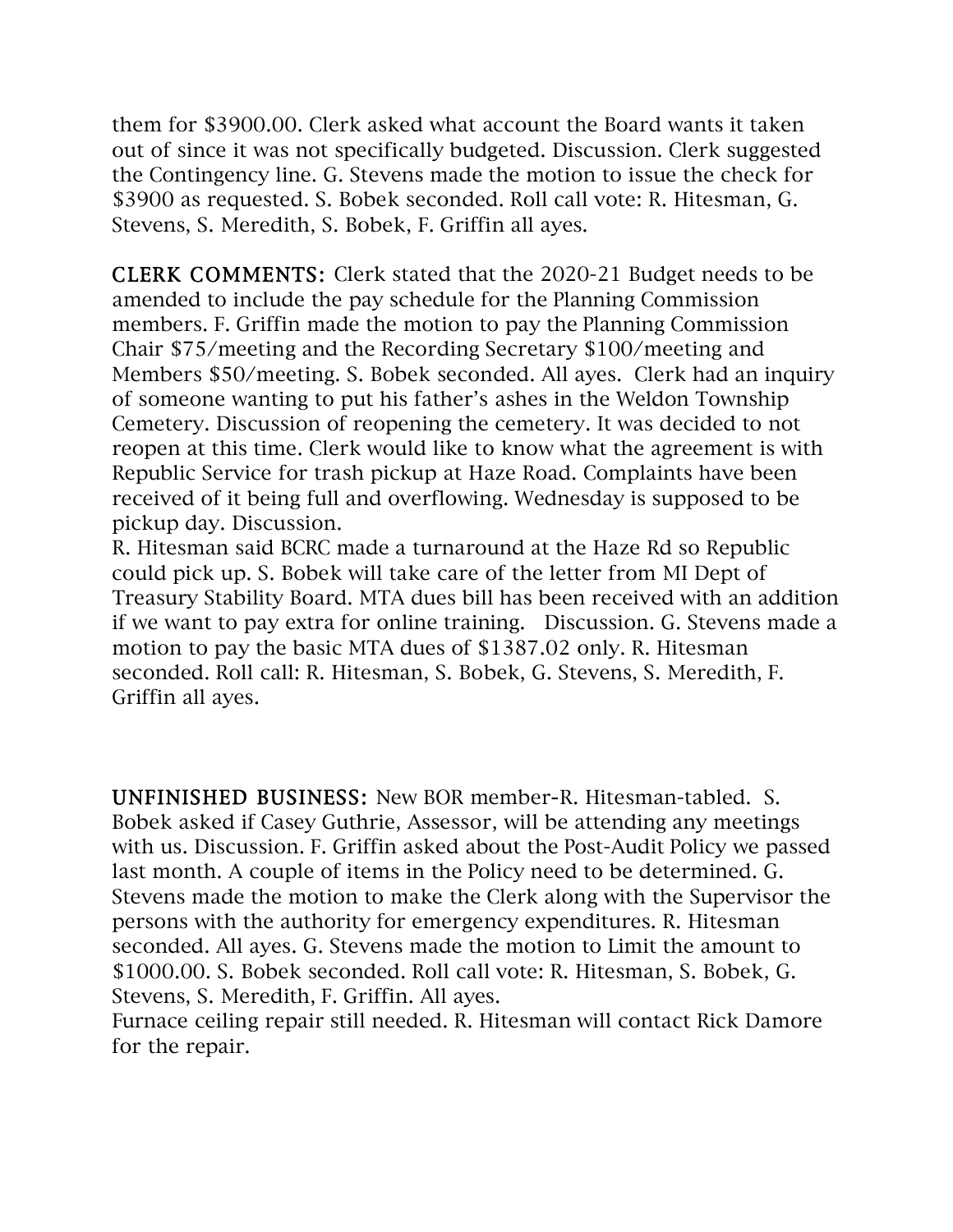them for $3900.00. Clerk asked what account the Board wants it taken out of since it was not specifically budgeted. Discussion. Clerk suggested the Contingency line. G. Stevens made the motion to issue the check for $3900 as requested. S. Bobek seconded. Roll call vote: R. Hitesman, G. Stevens, S. Meredith, S. Bobek, F. Griffin all ayes.

**CLERK COMMENTS:** Clerk stated that the 2020-21 Budget needs to be amended to include the pay schedule for the Planning Commission members. F. Griffin made the motion to pay the Planning Commission Chair $75/meeting and the Recording Secretary $100/meeting and Members $50/meeting. S. Bobek seconded. All ayes. Clerk had an inquiry of someone wanting to put his father's ashes in the Weldon Township Cemetery. Discussion of reopening the cemetery. It was decided to not reopen at this time. Clerk would like to know what the agreement is with Republic Service for trash pickup at Haze Road. Complaints have been received of it being full and overflowing. Wednesday is supposed to be pickup day. Discussion.

R. Hitesman said BCRC made a turnaround at the Haze Rd so Republic could pick up. S. Bobek will take care of the letter from MI Dept of Treasury Stability Board. MTA dues bill has been received with an addition if we want to pay extra for online training. Discussion. G. Stevens made a motion to pay the basic MTA dues of $1387.02 only. R. Hitesman seconded. Roll call: R. Hitesman, S. Bobek, G. Stevens, S. Meredith, F. Griffin all ayes.

**UNFINISHED BUSINESS:** New BOR member-R. Hitesman-tabled. S. Bobek asked if Casey Guthrie, Assessor, will be attending any meetings with us. Discussion. F. Griffin asked about the Post-Audit Policy we passed last month. A couple of items in the Policy need to be determined. G. Stevens made the motion to make the Clerk along with the Supervisor the persons with the authority for emergency expenditures. R. Hitesman seconded. All ayes. G. Stevens made the motion to Limit the amount to $1000.00. S. Bobek seconded. Roll call vote: R. Hitesman, S. Bobek, G. Stevens, S. Meredith, F. Griffin. All ayes.

Furnace ceiling repair still needed. R. Hitesman will contact Rick Damore for the repair.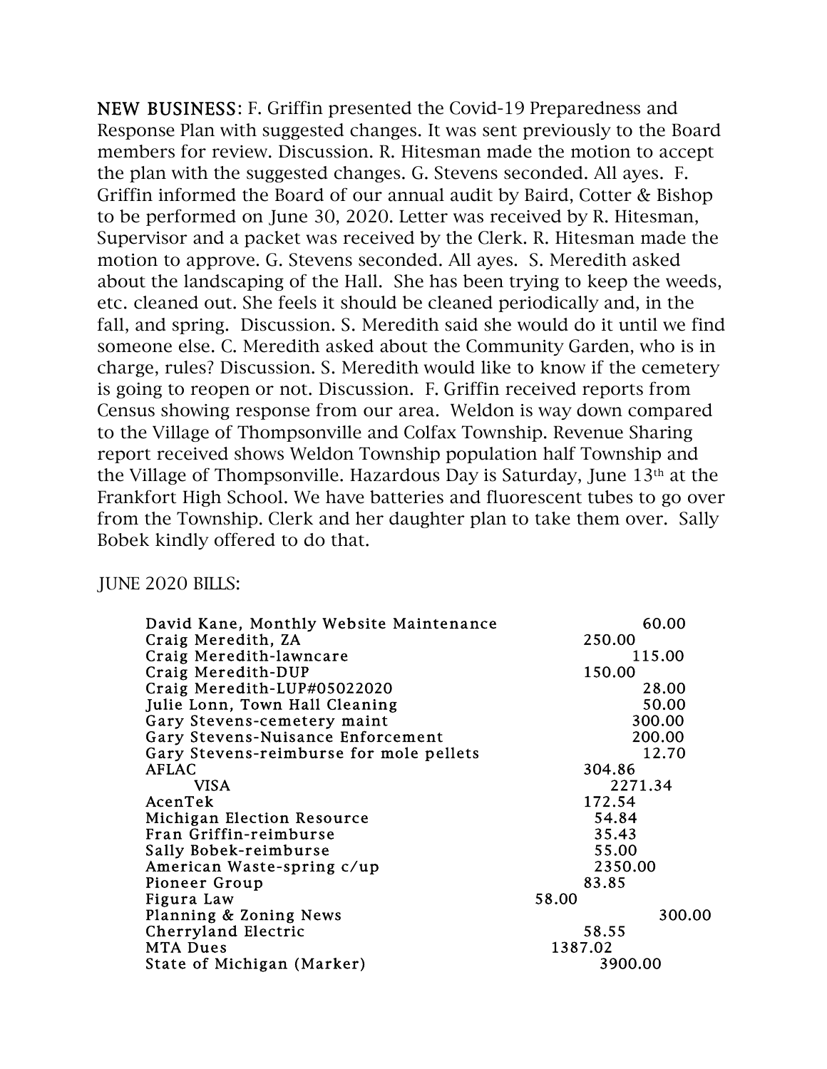**NEW BUSINESS**: F. Griffin presented the Covid-19 Preparedness and Response Plan with suggested changes. It was sent previously to the Board members for review. Discussion. R. Hitesman made the motion to accept the plan with the suggested changes. G. Stevens seconded. All ayes. F. Griffin informed the Board of our annual audit by Baird, Cotter & Bishop to be performed on June 30, 2020. Letter was received by R. Hitesman, Supervisor and a packet was received by the Clerk. R. Hitesman made the motion to approve. G. Stevens seconded. All ayes. S. Meredith asked about the landscaping of the Hall. She has been trying to keep the weeds, etc. cleaned out. She feels it should be cleaned periodically and, in the fall, and spring. Discussion. S. Meredith said she would do it until we find someone else. C. Meredith asked about the Community Garden, who is in charge, rules? Discussion. S. Meredith would like to know if the cemetery is going to reopen or not. Discussion. F. Griffin received reports from Census showing response from our area. Weldon is way down compared to the Village of Thompsonville and Colfax Township. Revenue Sharing report received shows Weldon Township population half Township and the Village of Thompsonville. Hazardous Day is Saturday, June 13th at the Frankfort High School. We have batteries and fluorescent tubes to go over from the Township. Clerk and her daughter plan to take them over. Sally Bobek kindly offered to do that.

JUNE 2020 BILLS:

| | |
|---|---|
| David Kane, Monthly Website Maintenance | 60.00 |
| Craig Meredith, ZA | 250.00 |
| Craig Meredith-lawncare | 115.00 |
| Craig Meredith-DUP | 150.00 |
| Craig Meredith-LUP#05022020 | 28.00 |
| Julie Lonn, Town Hall Cleaning | 50.00 |
| Gary Stevens-cemetery maint | 300.00 |
| Gary Stevens-Nuisance Enforcement | 200.00 |
| Gary Stevens-reimburse for mole pellets | 12.70 |
| AFLAC | 304.86 |
| VISA | 2271.34 |
| AcenTek | 172.54 |
| Michigan Election Resource | 54.84 |
| Fran Griffin-reimburse | 35.43 |
| Sally Bobek-reimburse | 55.00 |
| American Waste-spring c/up | 2350.00 |
| Pioneer Group | 83.85 |
| Figura Law | 58.00 |
| Planning & Zoning News | 300.00 |
| Cherryland Electric | 58.55 |
| MTA Dues | 1387.02 |
| State of Michigan (Marker) | 3900.00 |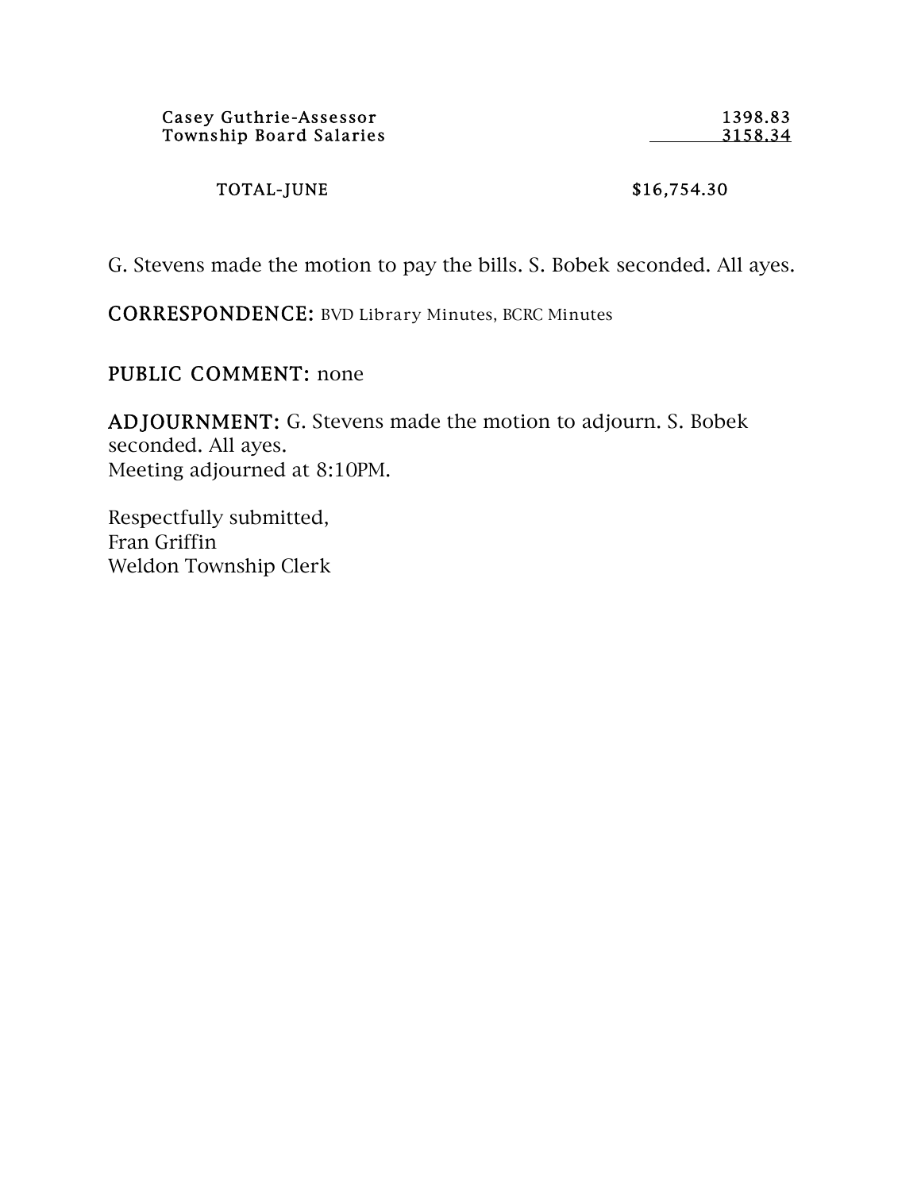| | |
|---|---|
| Casey Guthrie-Assessor | 1398.83 |
| Township Board Salaries | 3158.34 |
| TOTAL-JUNE | $16,754.30 |

G. Stevens made the motion to pay the bills. S. Bobek seconded. All ayes.

**CORRESPONDENCE:** BVD Library Minutes, BCRC Minutes

**PUBLIC COMMENT:** none

**ADJOURNMENT:** G. Stevens made the motion to adjourn. S. Bobek seconded. All ayes.
Meeting adjourned at 8:10PM.

Respectfully submitted,
Fran Griffin
Weldon Township Clerk